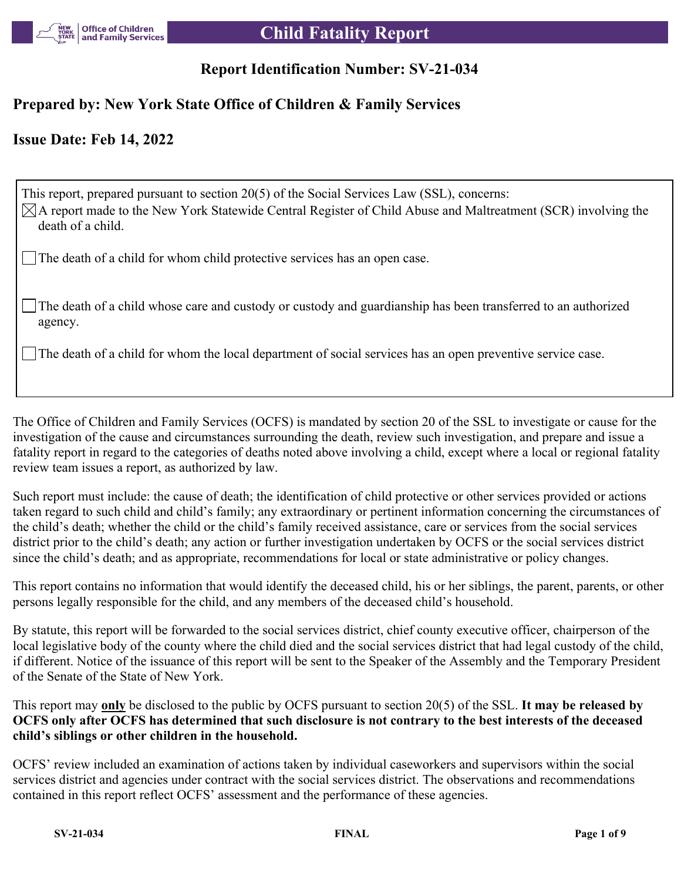# Child Fatality Report

## Report Identification Number: SV-21-034

## Prepared by: New York State Office of Children & Family Services

## Issue Date: Feb 14, 2022

This report, prepared pursuant to section 20(5) of the Social Services Law (SSL), concerns:

- [x] A report made to the New York Statewide Central Register of Child Abuse and Maltreatment (SCR) involving the death of a child.
- [ ] The death of a child for whom child protective services has an open case.
- [ ] The death of a child whose care and custody or custody and guardianship has been transferred to an authorized agency.
- [ ] The death of a child for whom the local department of social services has an open preventive service case.

The Office of Children and Family Services (OCFS) is mandated by section 20 of the SSL to investigate or cause for the investigation of the cause and circumstances surrounding the death, review such investigation, and prepare and issue a fatality report in regard to the categories of deaths noted above involving a child, except where a local or regional fatality review team issues a report, as authorized by law.

Such report must include: the cause of death; the identification of child protective or other services provided or actions taken regard to such child and child's family; any extraordinary or pertinent information concerning the circumstances of the child's death; whether the child or the child's family received assistance, care or services from the social services district prior to the child's death; any action or further investigation undertaken by OCFS or the social services district since the child's death; and as appropriate, recommendations for local or state administrative or policy changes.

This report contains no information that would identify the deceased child, his or her siblings, the parent, parents, or other persons legally responsible for the child, and any members of the deceased child's household.

By statute, this report will be forwarded to the social services district, chief county executive officer, chairperson of the local legislative body of the county where the child died and the social services district that had legal custody of the child, if different. Notice of the issuance of this report will be sent to the Speaker of the Assembly and the Temporary President of the Senate of the State of New York.

This report may **only** be disclosed to the public by OCFS pursuant to section 20(5) of the SSL. **It may be released by OCFS only after OCFS has determined that such disclosure is not contrary to the best interests of the deceased child's siblings or other children in the household.**

OCFS' review included an examination of actions taken by individual caseworkers and supervisors within the social services district and agencies under contract with the social services district. The observations and recommendations contained in this report reflect OCFS' assessment and the performance of these agencies.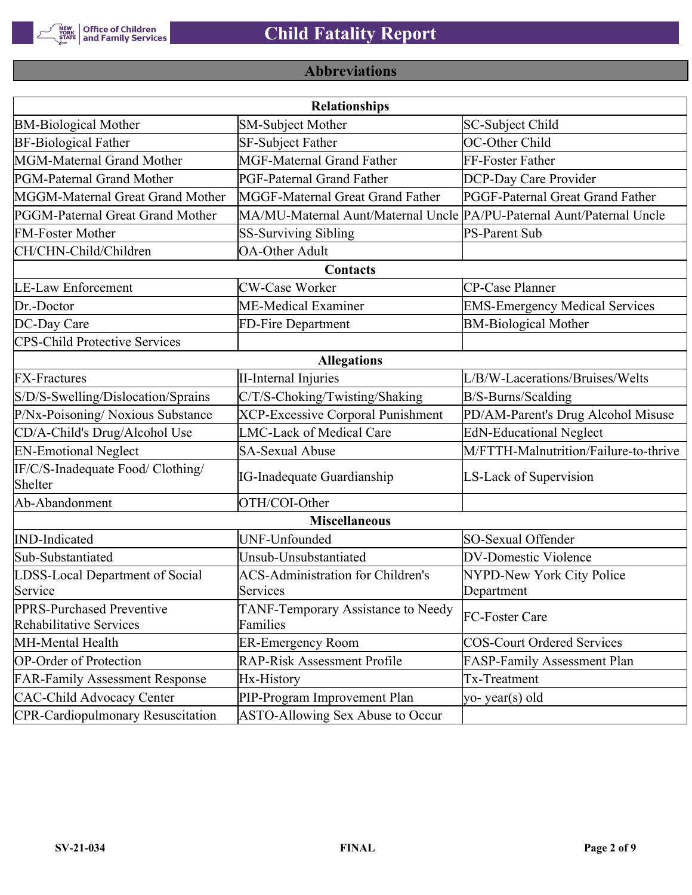## Abbreviations

| Relationships | | |
|---|---|---|
| BM-Biological Mother | SM-Subject Mother | SC-Subject Child |
| BF-Biological Father | SF-Subject Father | OC-Other Child |
| MGM-Maternal Grand Mother | MGF-Maternal Grand Father | FF-Foster Father |
| PGM-Paternal Grand Mother | PGF-Paternal Grand Father | DCP-Day Care Provider |
| MGGM-Maternal Great Grand Mother | MGGF-Maternal Great Grand Father | PGGF-Paternal Great Grand Father |
| PGGM-Paternal Great Grand Mother | MA/MU-Maternal Aunt/Maternal Uncle | PA/PU-Paternal Aunt/Paternal Uncle |
| FM-Foster Mother | SS-Surviving Sibling | PS-Parent Sub |
| CH/CHN-Child/Children | OA-Other Adult | |
| **Contacts** | | |
| LE-Law Enforcement | CW-Case Worker | CP-Case Planner |
| Dr.-Doctor | ME-Medical Examiner | EMS-Emergency Medical Services |
| DC-Day Care | FD-Fire Department | BM-Biological Mother |
| CPS-Child Protective Services | | |
| **Allegations** | | |
| FX-Fractures | II-Internal Injuries | L/B/W-Lacerations/Bruises/Welts |
| S/D/S-Swelling/Dislocation/Sprains | C/T/S-Choking/Twisting/Shaking | B/S-Burns/Scalding |
| P/Nx-Poisoning/ Noxious Substance | XCP-Excessive Corporal Punishment | PD/AM-Parent's Drug Alcohol Misuse |
| CD/A-Child's Drug/Alcohol Use | LMC-Lack of Medical Care | EdN-Educational Neglect |
| EN-Emotional Neglect | SA-Sexual Abuse | M/FTTH-Malnutrition/Failure-to-thrive |
| IF/C/S-Inadequate Food/ Clothing/ Shelter | IG-Inadequate Guardianship | LS-Lack of Supervision |
| Ab-Abandonment | OTH/COI-Other | |
| **Miscellaneous** | | |
| IND-Indicated | UNF-Unfounded | SO-Sexual Offender |
| Sub-Substantiated | Unsub-Unsubstantiated | DV-Domestic Violence |
| LDSS-Local Department of Social Service | ACS-Administration for Children's Services | NYPD-New York City Police Department |
| PPRS-Purchased Preventive Rehabilitative Services | TANF-Temporary Assistance to Needy Families | FC-Foster Care |
| MH-Mental Health | ER-Emergency Room | COS-Court Ordered Services |
| OP-Order of Protection | RAP-Risk Assessment Profile | FASP-Family Assessment Plan |
| FAR-Family Assessment Response | Hx-History | Tx-Treatment |
| CAC-Child Advocacy Center | PIP-Program Improvement Plan | yo- year(s) old |
| CPR-Cardiopulmonary Resuscitation | ASTO-Allowing Sex Abuse to Occur | |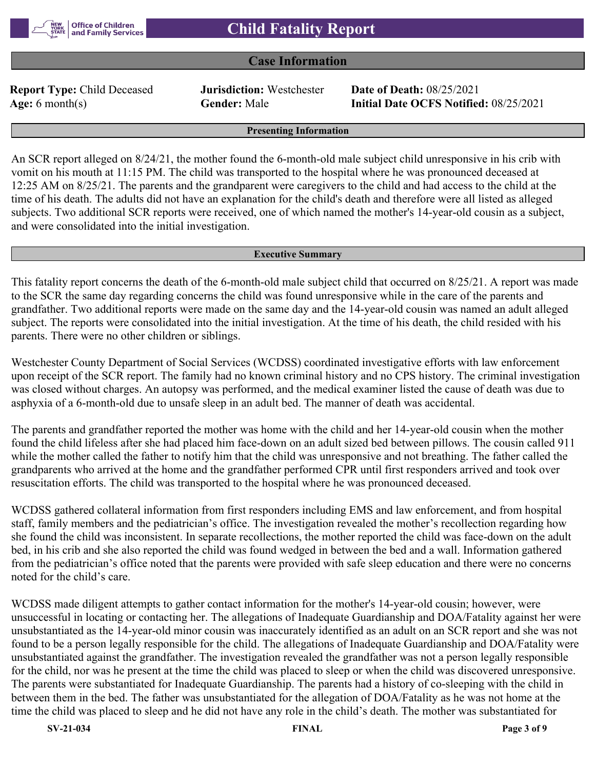# Child Fatality Report

## Case Information

**Report Type:** Child Deceased **Jurisdiction:** Westchester **Date of Death:** 08/25/2021
**Age:** 6 month(s) **Gender:** Male **Initial Date OCFS Notified:** 08/25/2021

### Presenting Information

An SCR report alleged on 8/24/21, the mother found the 6-month-old male subject child unresponsive in his crib with vomit on his mouth at 11:15 PM. The child was transported to the hospital where he was pronounced deceased at 12:25 AM on 8/25/21. The parents and the grandparent were caregivers to the child and had access to the child at the time of his death. The adults did not have an explanation for the child's death and therefore were all listed as alleged subjects. Two additional SCR reports were received, one of which named the mother's 14-year-old cousin as a subject, and were consolidated into the initial investigation.

### Executive Summary

This fatality report concerns the death of the 6-month-old male subject child that occurred on 8/25/21. A report was made to the SCR the same day regarding concerns the child was found unresponsive while in the care of the parents and grandfather. Two additional reports were made on the same day and the 14-year-old cousin was named an adult alleged subject. The reports were consolidated into the initial investigation. At the time of his death, the child resided with his parents. There were no other children or siblings.

Westchester County Department of Social Services (WCDSS) coordinated investigative efforts with law enforcement upon receipt of the SCR report. The family had no known criminal history and no CPS history. The criminal investigation was closed without charges. An autopsy was performed, and the medical examiner listed the cause of death was due to asphyxia of a 6-month-old due to unsafe sleep in an adult bed. The manner of death was accidental.

The parents and grandfather reported the mother was home with the child and her 14-year-old cousin when the mother found the child lifeless after she had placed him face-down on an adult sized bed between pillows. The cousin called 911 while the mother called the father to notify him that the child was unresponsive and not breathing. The father called the grandparents who arrived at the home and the grandfather performed CPR until first responders arrived and took over resuscitation efforts. The child was transported to the hospital where he was pronounced deceased.

WCDSS gathered collateral information from first responders including EMS and law enforcement, and from hospital staff, family members and the pediatrician's office. The investigation revealed the mother's recollection regarding how she found the child was inconsistent. In separate recollections, the mother reported the child was face-down on the adult bed, in his crib and she also reported the child was found wedged in between the bed and a wall. Information gathered from the pediatrician's office noted that the parents were provided with safe sleep education and there were no concerns noted for the child's care.

WCDSS made diligent attempts to gather contact information for the mother's 14-year-old cousin; however, were unsuccessful in locating or contacting her. The allegations of Inadequate Guardianship and DOA/Fatality against her were unsubstantiated as the 14-year-old minor cousin was inaccurately identified as an adult on an SCR report and she was not found to be a person legally responsible for the child. The allegations of Inadequate Guardianship and DOA/Fatality were unsubstantiated against the grandfather. The investigation revealed the grandfather was not a person legally responsible for the child, nor was he present at the time the child was placed to sleep or when the child was discovered unresponsive. The parents were substantiated for Inadequate Guardianship. The parents had a history of co-sleeping with the child in between them in the bed. The father was unsubstantiated for the allegation of DOA/Fatality as he was not home at the time the child was placed to sleep and he did not have any role in the child's death. The mother was substantiated for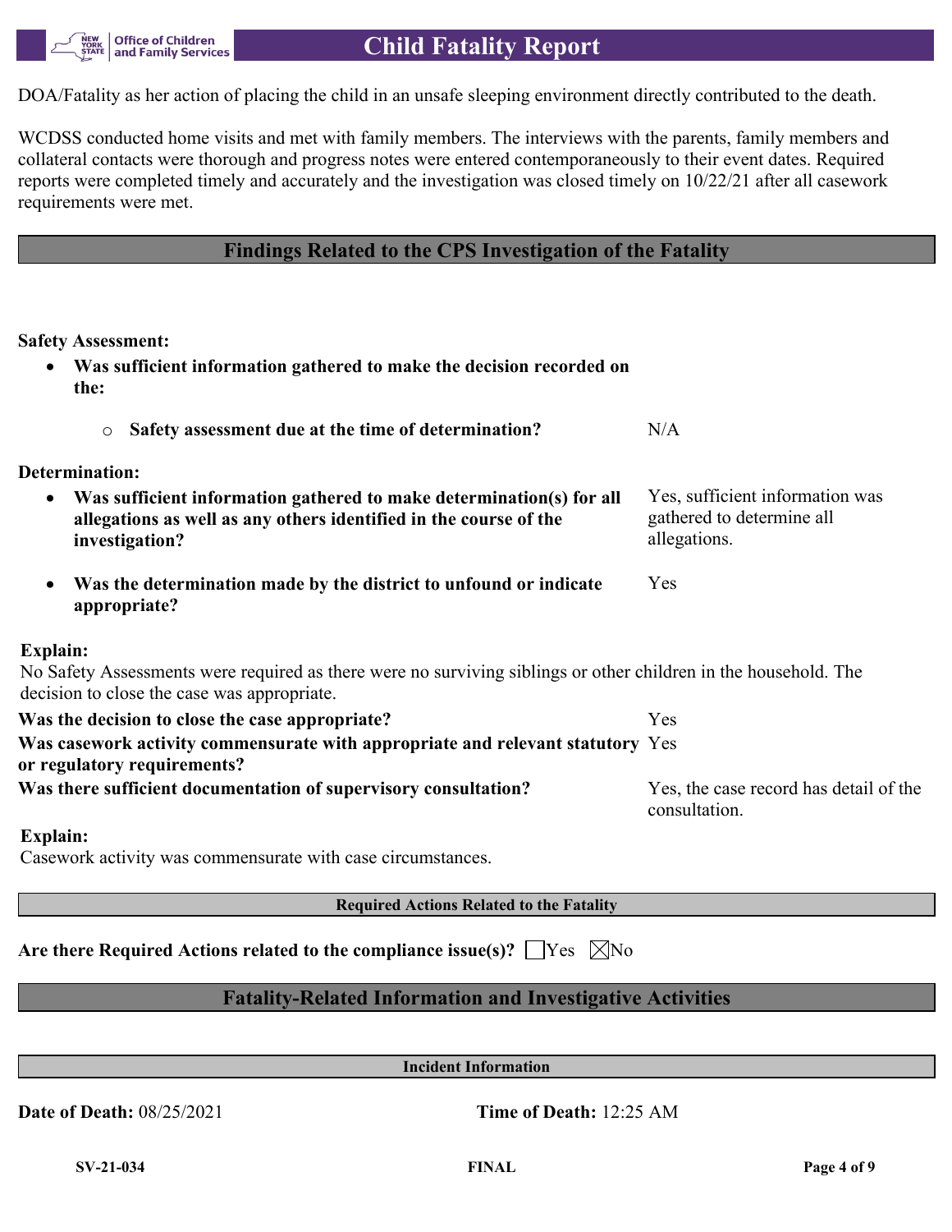DOA/Fatality as her action of placing the child in an unsafe sleeping environment directly contributed to the death.

WCDSS conducted home visits and met with family members. The interviews with the parents, family members and collateral contacts were thorough and progress notes were entered contemporaneously to their event dates. Required reports were completed timely and accurately and the investigation was closed timely on 10/22/21 after all casework requirements were met.

## Findings Related to the CPS Investigation of the Fatality

**Safety Assessment:**

- **Was sufficient information gathered to make the decision recorded on the:**
  - **Safety assessment due at the time of determination?** N/A

**Determination:**

- **Was sufficient information gathered to make determination(s) for all allegations as well as any others identified in the course of the investigation?** Yes, sufficient information was gathered to determine all allegations.
- **Was the determination made by the district to unfound or indicate appropriate?** Yes

**Explain:**
No Safety Assessments were required as there were no surviving siblings or other children in the household. The decision to close the case was appropriate.

**Was the decision to close the case appropriate?** Yes

**Was casework activity commensurate with appropriate and relevant statutory or regulatory requirements?** Yes

**Was there sufficient documentation of supervisory consultation?** Yes, the case record has detail of the consultation.

**Explain:**
Casework activity was commensurate with case circumstances.

### Required Actions Related to the Fatality

**Are there Required Actions related to the compliance issue(s)?** ☐Yes ☒No

## Fatality-Related Information and Investigative Activities

### Incident Information

**Date of Death:** 08/25/2021

**Time of Death:** 12:25 AM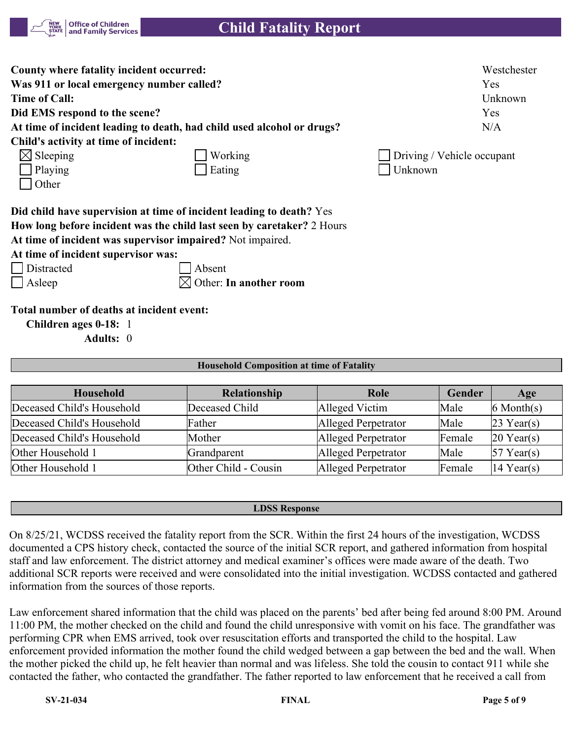**County where fatality incident occurred:** Westchester
**Was 911 or local emergency number called?** Yes
**Time of Call:** Unknown
**Did EMS respond to the scene?** Yes
**At time of incident leading to death, had child used alcohol or drugs?** N/A
**Child's activity at time of incident:**

- ☒ Sleeping
- ☐ Working
- ☐ Driving / Vehicle occupant
- ☐ Playing
- ☐ Eating
- ☐ Unknown
- ☐ Other

**Did child have supervision at time of incident leading to death?** Yes
**How long before incident was the child last seen by caretaker?** 2 Hours
**At time of incident was supervisor impaired?** Not impaired.
**At time of incident supervisor was:**

- ☐ Distracted
- ☐ Absent
- ☐ Asleep
- ☒ Other: **In another room**

**Total number of deaths at incident event:**
**Children ages 0-18:** 1
**Adults:** 0

**Household Composition at time of Fatality**

| Household | Relationship | Role | Gender | Age |
|---|---|---|---|---|
| Deceased Child's Household | Deceased Child | Alleged Victim | Male | 6 Month(s) |
| Deceased Child's Household | Father | Alleged Perpetrator | Male | 23 Year(s) |
| Deceased Child's Household | Mother | Alleged Perpetrator | Female | 20 Year(s) |
| Other Household 1 | Grandparent | Alleged Perpetrator | Male | 57 Year(s) |
| Other Household 1 | Other Child - Cousin | Alleged Perpetrator | Female | 14 Year(s) |

**LDSS Response**

On 8/25/21, WCDSS received the fatality report from the SCR. Within the first 24 hours of the investigation, WCDSS documented a CPS history check, contacted the source of the initial SCR report, and gathered information from hospital staff and law enforcement. The district attorney and medical examiner's offices were made aware of the death. Two additional SCR reports were received and were consolidated into the initial investigation. WCDSS contacted and gathered information from the sources of those reports.

Law enforcement shared information that the child was placed on the parents' bed after being fed around 8:00 PM. Around 11:00 PM, the mother checked on the child and found the child unresponsive with vomit on his face. The grandfather was performing CPR when EMS arrived, took over resuscitation efforts and transported the child to the hospital. Law enforcement provided information the mother found the child wedged between a gap between the bed and the wall. When the mother picked the child up, he felt heavier than normal and was lifeless. She told the cousin to contact 911 while she contacted the father, who contacted the grandfather. The father reported to law enforcement that he received a call from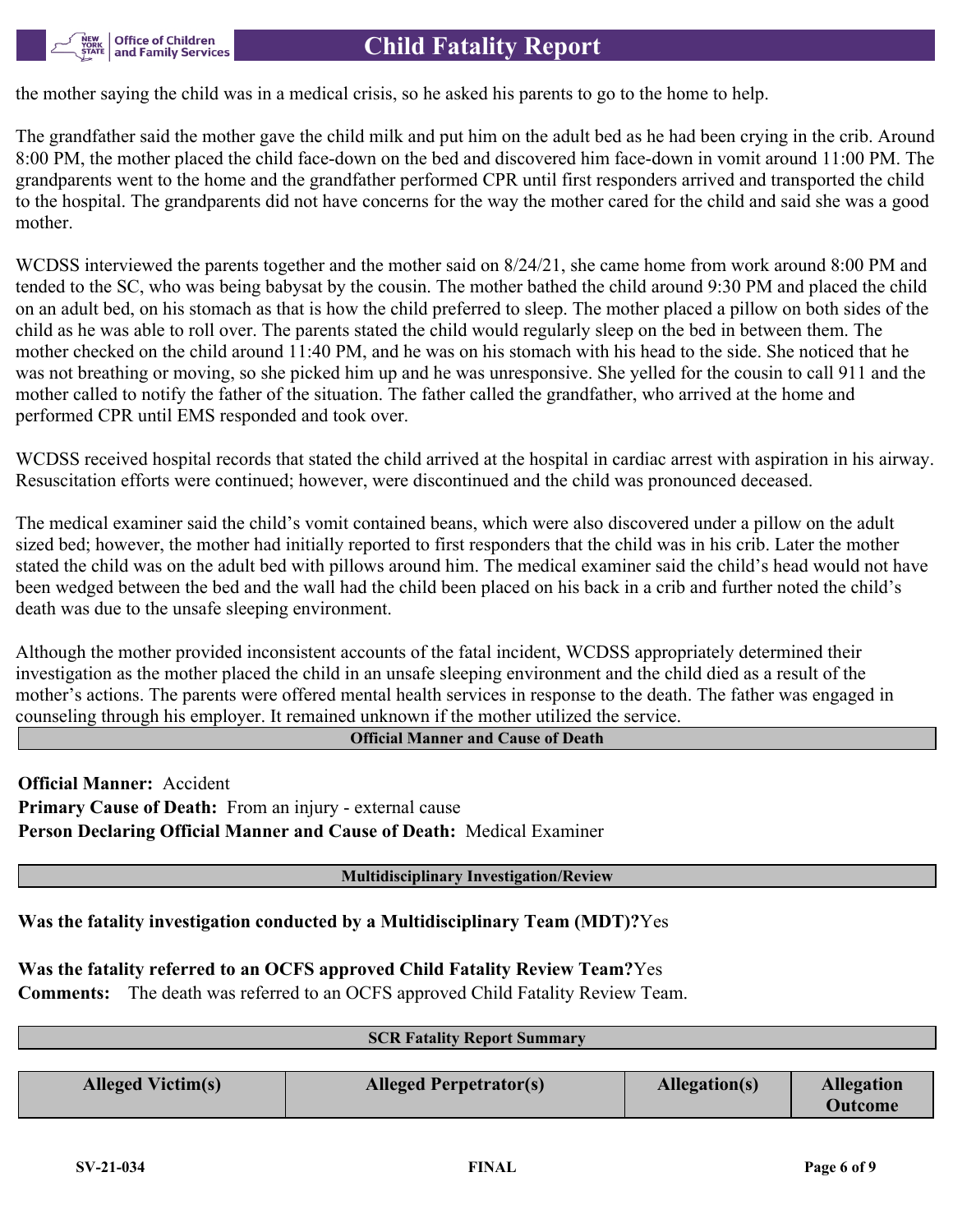the mother saying the child was in a medical crisis, so he asked his parents to go to the home to help.

The grandfather said the mother gave the child milk and put him on the adult bed as he had been crying in the crib. Around 8:00 PM, the mother placed the child face-down on the bed and discovered him face-down in vomit around 11:00 PM. The grandparents went to the home and the grandfather performed CPR until first responders arrived and transported the child to the hospital. The grandparents did not have concerns for the way the mother cared for the child and said she was a good mother.

WCDSS interviewed the parents together and the mother said on 8/24/21, she came home from work around 8:00 PM and tended to the SC, who was being babysat by the cousin. The mother bathed the child around 9:30 PM and placed the child on an adult bed, on his stomach as that is how the child preferred to sleep. The mother placed a pillow on both sides of the child as he was able to roll over. The parents stated the child would regularly sleep on the bed in between them. The mother checked on the child around 11:40 PM, and he was on his stomach with his head to the side. She noticed that he was not breathing or moving, so she picked him up and he was unresponsive. She yelled for the cousin to call 911 and the mother called to notify the father of the situation. The father called the grandfather, who arrived at the home and performed CPR until EMS responded and took over.

WCDSS received hospital records that stated the child arrived at the hospital in cardiac arrest with aspiration in his airway. Resuscitation efforts were continued; however, were discontinued and the child was pronounced deceased.

The medical examiner said the child's vomit contained beans, which were also discovered under a pillow on the adult sized bed; however, the mother had initially reported to first responders that the child was in his crib. Later the mother stated the child was on the adult bed with pillows around him. The medical examiner said the child's head would not have been wedged between the bed and the wall had the child been placed on his back in a crib and further noted the child's death was due to the unsafe sleeping environment.

Although the mother provided inconsistent accounts of the fatal incident, WCDSS appropriately determined their investigation as the mother placed the child in an unsafe sleeping environment and the child died as a result of the mother's actions. The parents were offered mental health services in response to the death. The father was engaged in counseling through his employer. It remained unknown if the mother utilized the service.

## Official Manner and Cause of Death

**Official Manner:** Accident
**Primary Cause of Death:** From an injury - external cause
**Person Declaring Official Manner and Cause of Death:** Medical Examiner

## Multidisciplinary Investigation/Review

**Was the fatality investigation conducted by a Multidisciplinary Team (MDT)?** Yes

**Was the fatality referred to an OCFS approved Child Fatality Review Team?** Yes
**Comments:** The death was referred to an OCFS approved Child Fatality Review Team.

## SCR Fatality Report Summary

| Alleged Victim(s) | Alleged Perpetrator(s) | Allegation(s) | Allegation Outcome |
|---|---|---|---|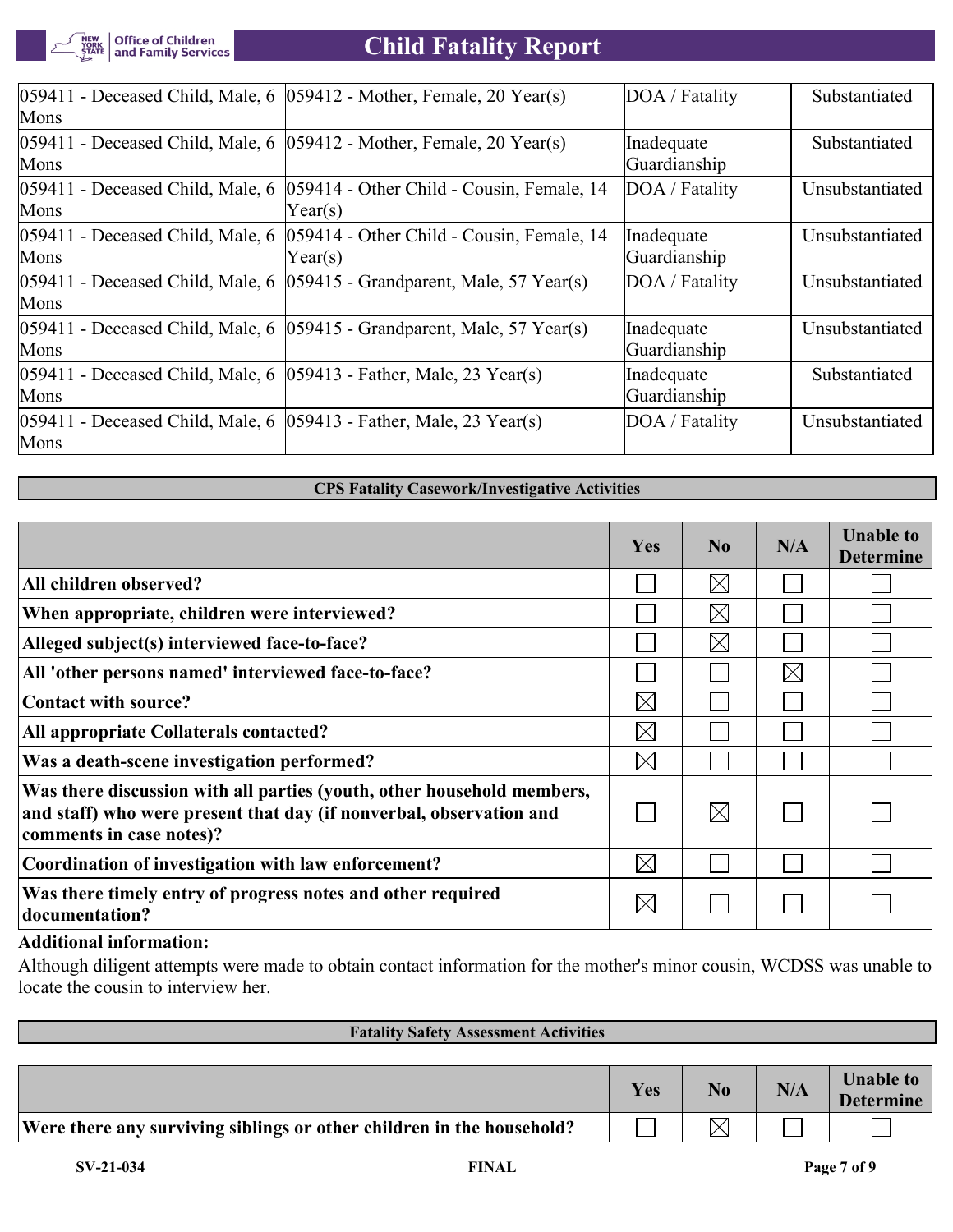| | | | |
|---|---|---|---|
| 059411 - Deceased Child, Male, 6 Mons | 059412 - Mother, Female, 20 Year(s) | DOA / Fatality | Substantiated |
| 059411 - Deceased Child, Male, 6 Mons | 059412 - Mother, Female, 20 Year(s) | Inadequate Guardianship | Substantiated |
| 059411 - Deceased Child, Male, 6 Mons | 059414 - Other Child - Cousin, Female, 14 Year(s) | DOA / Fatality | Unsubstantiated |
| 059411 - Deceased Child, Male, 6 Mons | 059414 - Other Child - Cousin, Female, 14 Year(s) | Inadequate Guardianship | Unsubstantiated |
| 059411 - Deceased Child, Male, 6 Mons | 059415 - Grandparent, Male, 57 Year(s) | DOA / Fatality | Unsubstantiated |
| 059411 - Deceased Child, Male, 6 Mons | 059415 - Grandparent, Male, 57 Year(s) | Inadequate Guardianship | Unsubstantiated |
| 059411 - Deceased Child, Male, 6 Mons | 059413 - Father, Male, 23 Year(s) | Inadequate Guardianship | Substantiated |
| 059411 - Deceased Child, Male, 6 Mons | 059413 - Father, Male, 23 Year(s) | DOA / Fatality | Unsubstantiated |

## CPS Fatality Casework/Investigative Activities

| | Yes | No | N/A | Unable to Determine |
|---|---|---|---|---|
| **All children observed?** | ☐ | ☒ | ☐ | ☐ |
| **When appropriate, children were interviewed?** | ☐ | ☒ | ☐ | ☐ |
| **Alleged subject(s) interviewed face-to-face?** | ☐ | ☒ | ☐ | ☐ |
| **All 'other persons named' interviewed face-to-face?** | ☐ | ☐ | ☒ | ☐ |
| **Contact with source?** | ☒ | ☐ | ☐ | ☐ |
| **All appropriate Collaterals contacted?** | ☒ | ☐ | ☐ | ☐ |
| **Was a death-scene investigation performed?** | ☒ | ☐ | ☐ | ☐ |
| **Was there discussion with all parties (youth, other household members, and staff) who were present that day (if nonverbal, observation and comments in case notes)?** | ☐ | ☒ | ☐ | ☐ |
| **Coordination of investigation with law enforcement?** | ☒ | ☐ | ☐ | ☐ |
| **Was there timely entry of progress notes and other required documentation?** | ☒ | ☐ | ☐ | ☐ |

**Additional information:**

Although diligent attempts were made to obtain contact information for the mother's minor cousin, WCDSS was unable to locate the cousin to interview her.

## Fatality Safety Assessment Activities

| | Yes | No | N/A | Unable to Determine |
|---|---|---|---|---|
| **Were there any surviving siblings or other children in the household?** | ☐ | ☒ | ☐ | ☐ |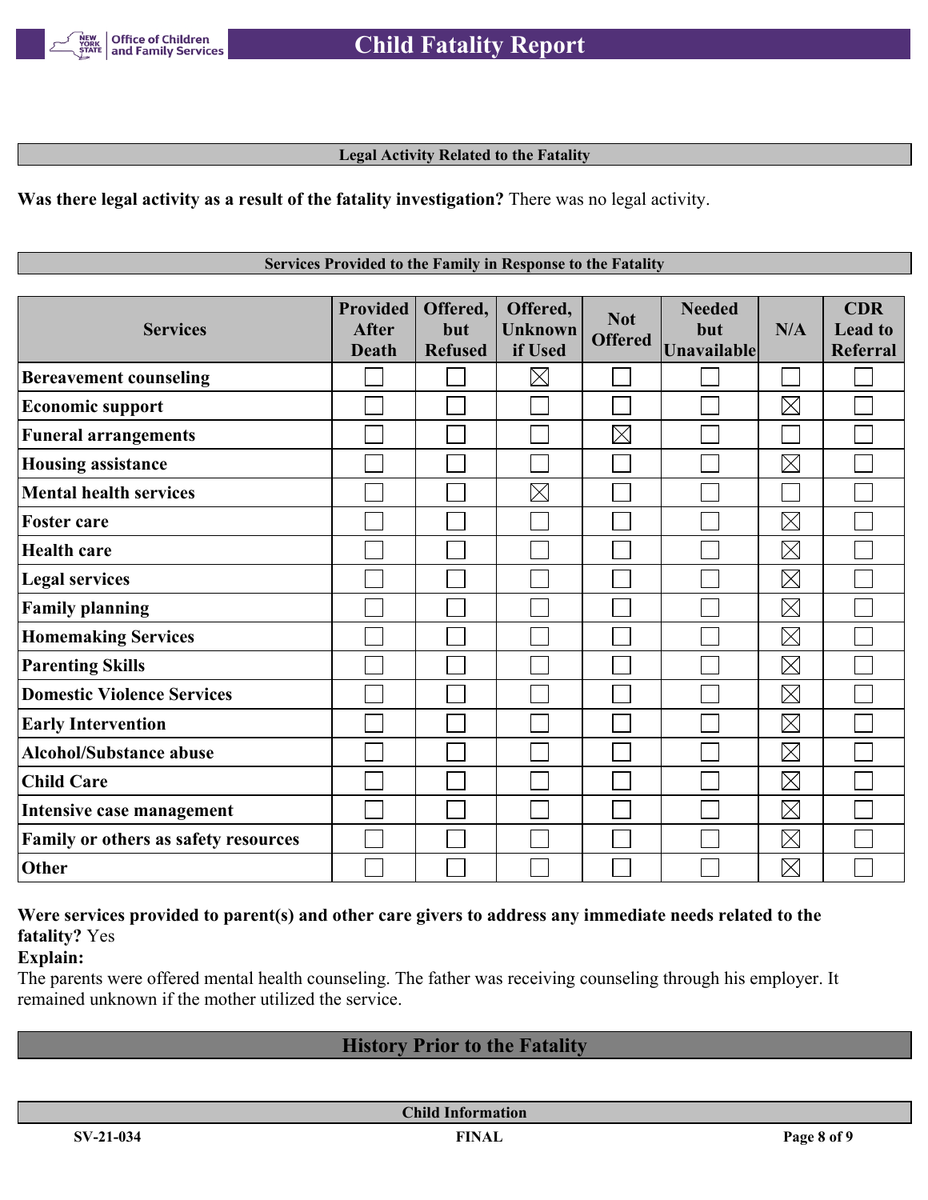### Legal Activity Related to the Fatality

**Was there legal activity as a result of the fatality investigation?** There was no legal activity.

### Services Provided to the Family in Response to the Fatality

| Services | Provided After Death | Offered, but Refused | Offered, Unknown if Used | Not Offered | Needed but Unavailable | N/A | CDR Lead to Referral |
|---|---|---|---|---|---|---|---|
| Bereavement counseling | ☐ | ☐ | ☒ | ☐ | ☐ | ☐ | ☐ |
| Economic support | ☐ | ☐ | ☐ | ☐ | ☐ | ☒ | ☐ |
| Funeral arrangements | ☐ | ☐ | ☐ | ☒ | ☐ | ☐ | ☐ |
| Housing assistance | ☐ | ☐ | ☐ | ☐ | ☐ | ☒ | ☐ |
| Mental health services | ☐ | ☐ | ☒ | ☐ | ☐ | ☐ | ☐ |
| Foster care | ☐ | ☐ | ☐ | ☐ | ☐ | ☒ | ☐ |
| Health care | ☐ | ☐ | ☐ | ☐ | ☐ | ☒ | ☐ |
| Legal services | ☐ | ☐ | ☐ | ☐ | ☐ | ☒ | ☐ |
| Family planning | ☐ | ☐ | ☐ | ☐ | ☐ | ☒ | ☐ |
| Homemaking Services | ☐ | ☐ | ☐ | ☐ | ☐ | ☒ | ☐ |
| Parenting Skills | ☐ | ☐ | ☐ | ☐ | ☐ | ☒ | ☐ |
| Domestic Violence Services | ☐ | ☐ | ☐ | ☐ | ☐ | ☒ | ☐ |
| Early Intervention | ☐ | ☐ | ☐ | ☐ | ☐ | ☒ | ☐ |
| Alcohol/Substance abuse | ☐ | ☐ | ☐ | ☐ | ☐ | ☒ | ☐ |
| Child Care | ☐ | ☐ | ☐ | ☐ | ☐ | ☒ | ☐ |
| Intensive case management | ☐ | ☐ | ☐ | ☐ | ☐ | ☒ | ☐ |
| Family or others as safety resources | ☐ | ☐ | ☐ | ☐ | ☐ | ☒ | ☐ |
| Other | ☐ | ☐ | ☐ | ☐ | ☐ | ☒ | ☐ |

**Were services provided to parent(s) and other care givers to address any immediate needs related to the fatality?** Yes

**Explain:**

The parents were offered mental health counseling. The father was receiving counseling through his employer. It remained unknown if the mother utilized the service.

## History Prior to the Fatality

### Child Information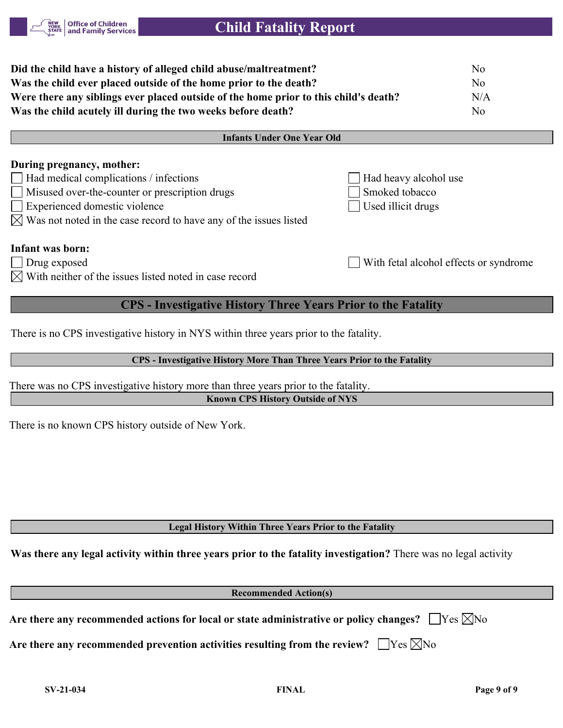| | |
|---|---|
| **Did the child have a history of alleged child abuse/maltreatment?** | No |
| **Was the child ever placed outside of the home prior to the death?** | No |
| **Were there any siblings ever placed outside of the home prior to this child's death?** | N/A |
| **Was the child acutely ill during the two weeks before death?** | No |

## Infants Under One Year Old

**During pregnancy, mother:**

- ☐ Had medical complications / infections
- ☐ Misused over-the-counter or prescription drugs
- ☐ Experienced domestic violence
- ☒ Was not noted in the case record to have any of the issues listed
- ☐ Had heavy alcohol use
- ☐ Smoked tobacco
- ☐ Used illicit drugs

**Infant was born:**

- ☐ Drug exposed
- ☒ With neither of the issues listed noted in case record
- ☐ With fetal alcohol effects or syndrome

## CPS - Investigative History Three Years Prior to the Fatality

There is no CPS investigative history in NYS within three years prior to the fatality.

### CPS - Investigative History More Than Three Years Prior to the Fatality

There was no CPS investigative history more than three years prior to the fatality.

### Known CPS History Outside of NYS

There is no known CPS history outside of New York.

### Legal History Within Three Years Prior to the Fatality

**Was there any legal activity within three years prior to the fatality investigation?** There was no legal activity

### Recommended Action(s)

**Are there any recommended actions for local or state administrative or policy changes?** ☐ Yes ☒ No

**Are there any recommended prevention activities resulting from the review?** ☐ Yes ☒ No